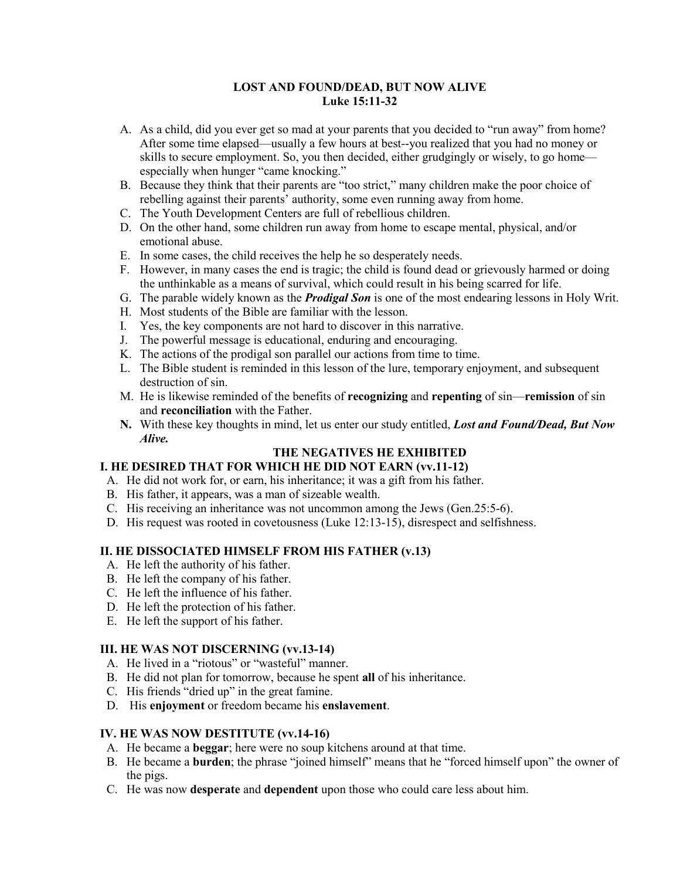# LOST AND FOUND/DEAD, BUT NOW ALIVE
## Luke 15:11-32

A. As a child, did you ever get so mad at your parents that you decided to "run away" from home? After some time elapsed—usually a few hours at best--you realized that you had no money or skills to secure employment. So, you then decided, either grudgingly or wisely, to go home—especially when hunger "came knocking."
B. Because they think that their parents are "too strict," many children make the poor choice of rebelling against their parents' authority, some even running away from home.
C. The Youth Development Centers are full of rebellious children.
D. On the other hand, some children run away from home to escape mental, physical, and/or emotional abuse.
E. In some cases, the child receives the help he so desperately needs.
F. However, in many cases the end is tragic; the child is found dead or grievously harmed or doing the unthinkable as a means of survival, which could result in his being scarred for life.
G. The parable widely known as the ***Prodigal Son*** is one of the most endearing lessons in Holy Writ.
H. Most students of the Bible are familiar with the lesson.
I. Yes, the key components are not hard to discover in this narrative.
J. The powerful message is educational, enduring and encouraging.
K. The actions of the prodigal son parallel our actions from time to time.
L. The Bible student is reminded in this lesson of the lure, temporary enjoyment, and subsequent destruction of sin.
M. He is likewise reminded of the benefits of **recognizing** and **repenting** of sin—**remission** of sin and **reconciliation** with the Father.
**N.** With these key thoughts in mind, let us enter our study entitled, ***Lost and Found/Dead, But Now Alive.***

## THE NEGATIVES HE EXHIBITED

### I. HE DESIRED THAT FOR WHICH HE DID NOT EARN (vv.11-12)

A. He did not work for, or earn, his inheritance; it was a gift from his father.
B. His father, it appears, was a man of sizeable wealth.
C. His receiving an inheritance was not uncommon among the Jews (Gen.25:5-6).
D. His request was rooted in covetousness (Luke 12:13-15), disrespect and selfishness.

### II. HE DISSOCIATED HIMSELF FROM HIS FATHER (v.13)

A. He left the authority of his father.
B. He left the company of his father.
C. He left the influence of his father.
D. He left the protection of his father.
E. He left the support of his father.

### III. HE WAS NOT DISCERNING (vv.13-14)

A. He lived in a "riotous" or "wasteful" manner.
B. He did not plan for tomorrow, because he spent **all** of his inheritance.
C. His friends "dried up" in the great famine.
D. His **enjoyment** or freedom became his **enslavement**.

### IV. HE WAS NOW DESTITUTE (vv.14-16)

A. He became a **beggar**; here were no soup kitchens around at that time.
B. He became a **burden**; the phrase "joined himself" means that he "forced himself upon" the owner of the pigs.
C. He was now **desperate** and **dependent** upon those who could care less about him.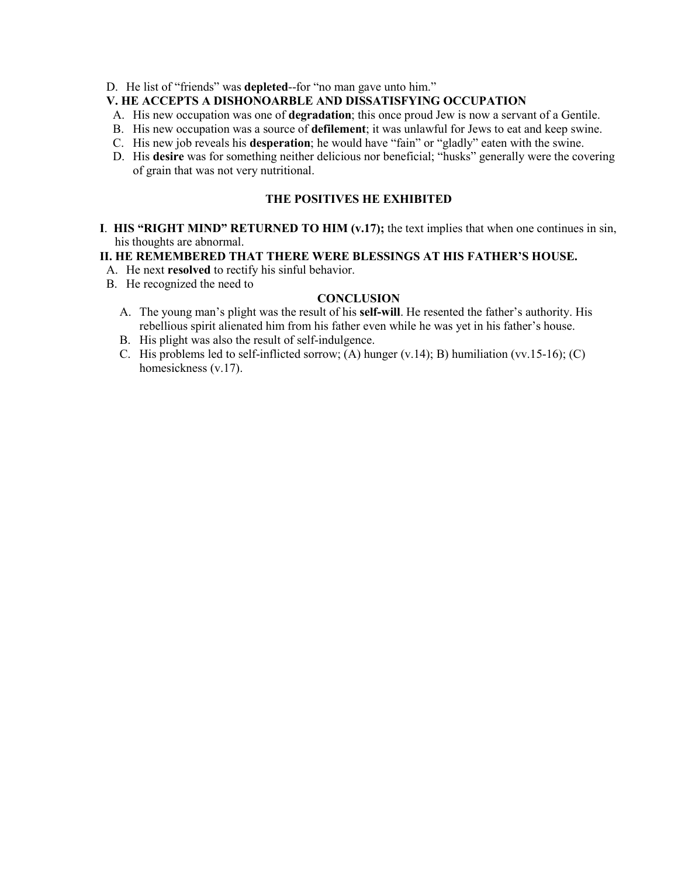D. He list of "friends" was **depleted**--for "no man gave unto him."

**V. HE ACCEPTS A DISHONOARBLE AND DISSATISFYING OCCUPATION**

A. His new occupation was one of **degradation**; this once proud Jew is now a servant of a Gentile.
B. His new occupation was a source of **defilement**; it was unlawful for Jews to eat and keep swine.
C. His new job reveals his **desperation**; he would have "fain" or "gladly" eaten with the swine.
D. His **desire** was for something neither delicious nor beneficial; "husks" generally were the covering of grain that was not very nutritional.

## THE POSITIVES HE EXHIBITED

**I. HIS "RIGHT MIND" RETURNED TO HIM (v.17);** the text implies that when one continues in sin, his thoughts are abnormal.

**II. HE REMEMBERED THAT THERE WERE BLESSINGS AT HIS FATHER'S HOUSE.**

A. He next **resolved** to rectify his sinful behavior.
B. He recognized the need to

## CONCLUSION

A. The young man's plight was the result of his **self-will**. He resented the father's authority. His rebellious spirit alienated him from his father even while he was yet in his father's house.
B. His plight was also the result of self-indulgence.
C. His problems led to self-inflicted sorrow; (A) hunger (v.14); B) humiliation (vv.15-16); (C) homesickness (v.17).